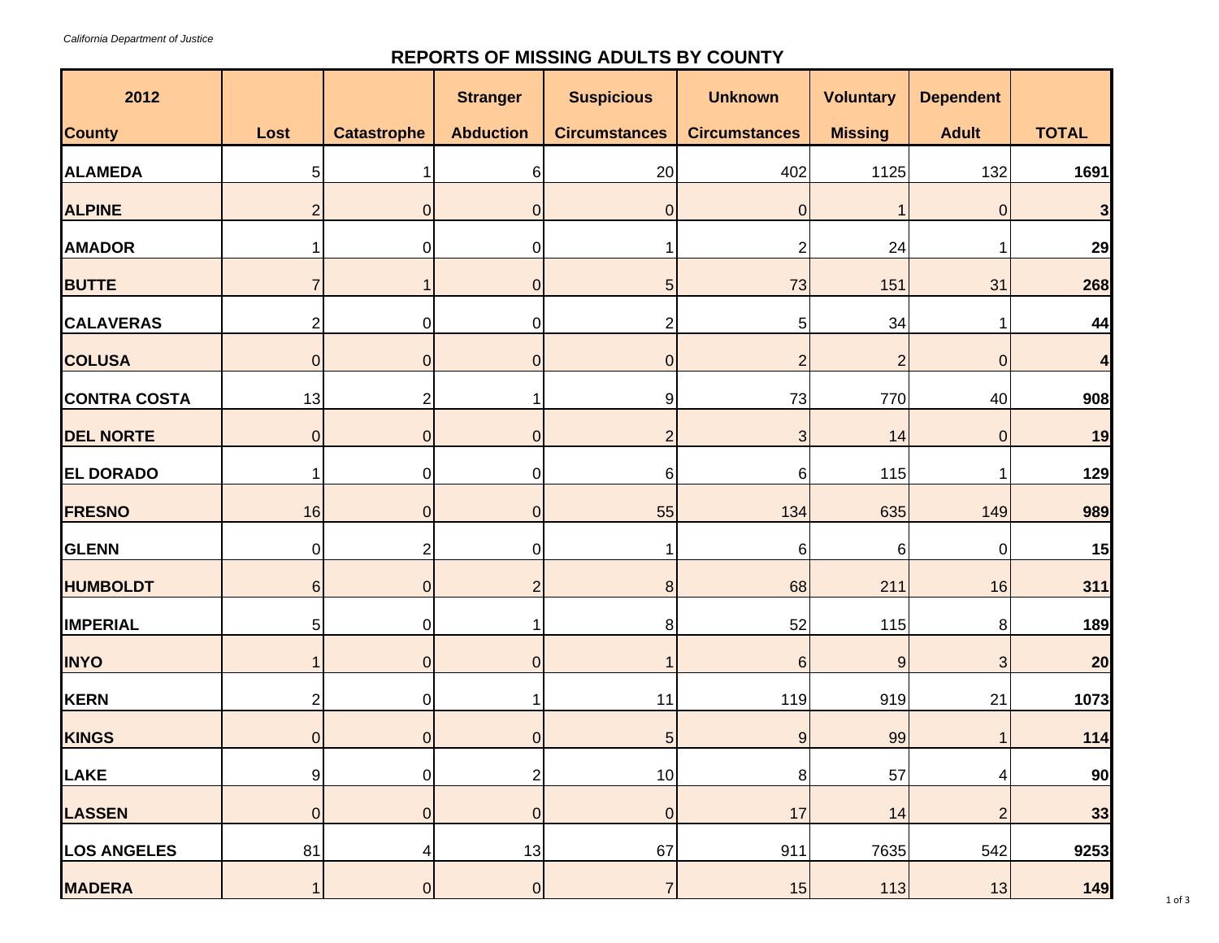*California Department of Justice*

## REPORTS OF MISSING ADULTS BY COUNTY

| 2012 County | Lost | Catastrophe | Stranger Abduction | Suspicious Circumstances | Unknown Circumstances | Voluntary Missing | Dependent Adult | TOTAL |
|---|---|---|---|---|---|---|---|---|
| **ALAMEDA** | 5 | 1 | 6 | 20 | 402 | 1125 | 132 | **1691** |
| **ALPINE** | 2 | 0 | 0 | 0 | 0 | 1 | 0 | **3** |
| **AMADOR** | 1 | 0 | 0 | 1 | 2 | 24 | 1 | **29** |
| **BUTTE** | 7 | 1 | 0 | 5 | 73 | 151 | 31 | **268** |
| **CALAVERAS** | 2 | 0 | 0 | 2 | 5 | 34 | 1 | **44** |
| **COLUSA** | 0 | 0 | 0 | 0 | 2 | 2 | 0 | **4** |
| **CONTRA COSTA** | 13 | 2 | 1 | 9 | 73 | 770 | 40 | **908** |
| **DEL NORTE** | 0 | 0 | 0 | 2 | 3 | 14 | 0 | **19** |
| **EL DORADO** | 1 | 0 | 0 | 6 | 6 | 115 | 1 | **129** |
| **FRESNO** | 16 | 0 | 0 | 55 | 134 | 635 | 149 | **989** |
| **GLENN** | 0 | 2 | 0 | 1 | 6 | 6 | 0 | **15** |
| **HUMBOLDT** | 6 | 0 | 2 | 8 | 68 | 211 | 16 | **311** |
| **IMPERIAL** | 5 | 0 | 1 | 8 | 52 | 115 | 8 | **189** |
| **INYO** | 1 | 0 | 0 | 1 | 6 | 9 | 3 | **20** |
| **KERN** | 2 | 0 | 1 | 11 | 119 | 919 | 21 | **1073** |
| **KINGS** | 0 | 0 | 0 | 5 | 9 | 99 | 1 | **114** |
| **LAKE** | 9 | 0 | 2 | 10 | 8 | 57 | 4 | **90** |
| **LASSEN** | 0 | 0 | 0 | 0 | 17 | 14 | 2 | **33** |
| **LOS ANGELES** | 81 | 4 | 13 | 67 | 911 | 7635 | 542 | **9253** |
| **MADERA** | 1 | 0 | 0 | 7 | 15 | 113 | 13 | **149** |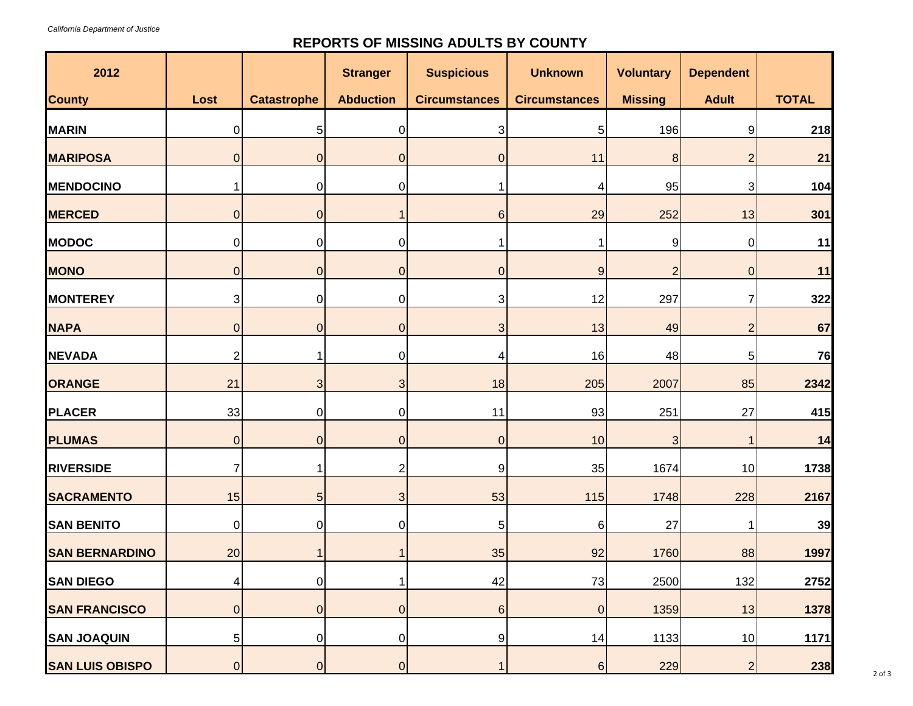*California Department of Justice*

## REPORTS OF MISSING ADULTS BY COUNTY

| 2012 County | Lost | Catastrophe | Stranger Abduction | Suspicious Circumstances | Unknown Circumstances | Voluntary Missing | Dependent Adult | TOTAL |
|---|---|---|---|---|---|---|---|---|
| **MARIN** | 0 | 5 | 0 | 3 | 5 | 196 | 9 | **218** |
| **MARIPOSA** | 0 | 0 | 0 | 0 | 11 | 8 | 2 | **21** |
| **MENDOCINO** | 1 | 0 | 0 | 1 | 4 | 95 | 3 | **104** |
| **MERCED** | 0 | 0 | 1 | 6 | 29 | 252 | 13 | **301** |
| **MODOC** | 0 | 0 | 0 | 1 | 1 | 9 | 0 | **11** |
| **MONO** | 0 | 0 | 0 | 0 | 9 | 2 | 0 | **11** |
| **MONTEREY** | 3 | 0 | 0 | 3 | 12 | 297 | 7 | **322** |
| **NAPA** | 0 | 0 | 0 | 3 | 13 | 49 | 2 | **67** |
| **NEVADA** | 2 | 1 | 0 | 4 | 16 | 48 | 5 | **76** |
| **ORANGE** | 21 | 3 | 3 | 18 | 205 | 2007 | 85 | **2342** |
| **PLACER** | 33 | 0 | 0 | 11 | 93 | 251 | 27 | **415** |
| **PLUMAS** | 0 | 0 | 0 | 0 | 10 | 3 | 1 | **14** |
| **RIVERSIDE** | 7 | 1 | 2 | 9 | 35 | 1674 | 10 | **1738** |
| **SACRAMENTO** | 15 | 5 | 3 | 53 | 115 | 1748 | 228 | **2167** |
| **SAN BENITO** | 0 | 0 | 0 | 5 | 6 | 27 | 1 | **39** |
| **SAN BERNARDINO** | 20 | 1 | 1 | 35 | 92 | 1760 | 88 | **1997** |
| **SAN DIEGO** | 4 | 0 | 1 | 42 | 73 | 2500 | 132 | **2752** |
| **SAN FRANCISCO** | 0 | 0 | 0 | 6 | 0 | 1359 | 13 | **1378** |
| **SAN JOAQUIN** | 5 | 0 | 0 | 9 | 14 | 1133 | 10 | **1171** |
| **SAN LUIS OBISPO** | 0 | 0 | 0 | 1 | 6 | 229 | 2 | **238** |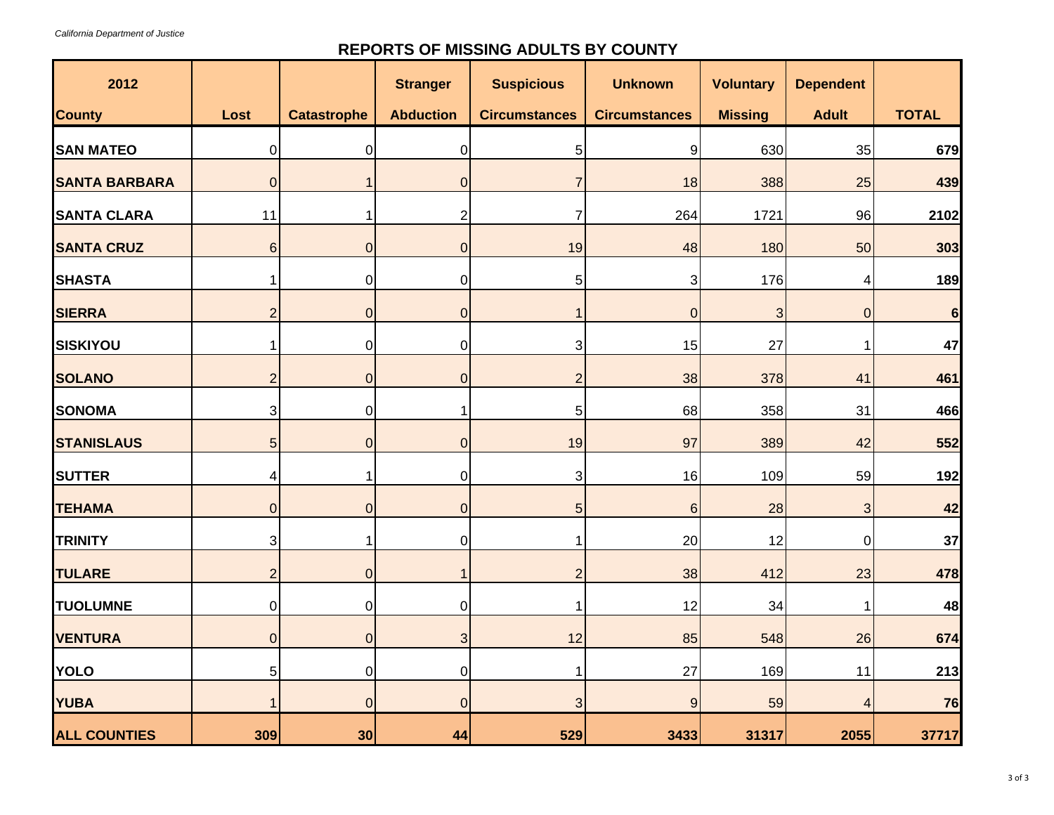*California Department of Justice*

## REPORTS OF MISSING ADULTS BY COUNTY

| 2012 County | Lost | Catastrophe | Stranger Abduction | Suspicious Circumstances | Unknown Circumstances | Voluntary Missing | Dependent Adult | TOTAL |
|---|---|---|---|---|---|---|---|---|
| **SAN MATEO** | 0 | 0 | 0 | 5 | 9 | 630 | 35 | **679** |
| **SANTA BARBARA** | 0 | 1 | 0 | 7 | 18 | 388 | 25 | **439** |
| **SANTA CLARA** | 11 | 1 | 2 | 7 | 264 | 1721 | 96 | **2102** |
| **SANTA CRUZ** | 6 | 0 | 0 | 19 | 48 | 180 | 50 | **303** |
| **SHASTA** | 1 | 0 | 0 | 5 | 3 | 176 | 4 | **189** |
| **SIERRA** | 2 | 0 | 0 | 1 | 0 | 3 | 0 | **6** |
| **SISKIYOU** | 1 | 0 | 0 | 3 | 15 | 27 | 1 | **47** |
| **SOLANO** | 2 | 0 | 0 | 2 | 38 | 378 | 41 | **461** |
| **SONOMA** | 3 | 0 | 1 | 5 | 68 | 358 | 31 | **466** |
| **STANISLAUS** | 5 | 0 | 0 | 19 | 97 | 389 | 42 | **552** |
| **SUTTER** | 4 | 1 | 0 | 3 | 16 | 109 | 59 | **192** |
| **TEHAMA** | 0 | 0 | 0 | 5 | 6 | 28 | 3 | **42** |
| **TRINITY** | 3 | 1 | 0 | 1 | 20 | 12 | 0 | **37** |
| **TULARE** | 2 | 0 | 1 | 2 | 38 | 412 | 23 | **478** |
| **TUOLUMNE** | 0 | 0 | 0 | 1 | 12 | 34 | 1 | **48** |
| **VENTURA** | 0 | 0 | 3 | 12 | 85 | 548 | 26 | **674** |
| **YOLO** | 5 | 0 | 0 | 1 | 27 | 169 | 11 | **213** |
| **YUBA** | 1 | 0 | 0 | 3 | 9 | 59 | 4 | **76** |
| **ALL COUNTIES** | **309** | **30** | **44** | **529** | **3433** | **31317** | **2055** | **37717** |